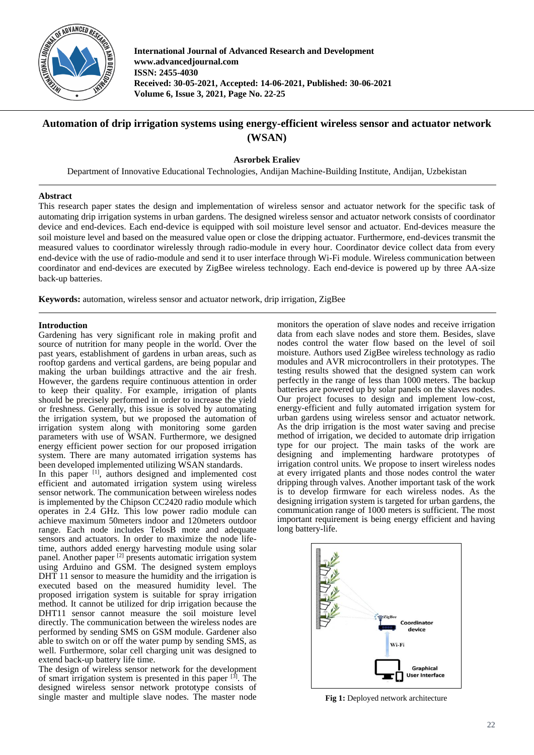# Automation of drip irrigation systems using energy-efficient wireless sensor and actuator network (WSAN)

**Asrorbek Eraliev**

Department of Innovative Educational Technologies, Andijan Machine-Building Institute, Andijan, Uzbekistan

## Abstract

This research paper states the design and implementation of wireless sensor and actuator network for the specific task of automating drip irrigation systems in urban gardens. The designed wireless sensor and actuator network consists of coordinator device and end-devices. Each end-device is equipped with soil moisture level sensor and actuator. End-devices measure the soil moisture level and based on the measured value open or close the dripping actuator. Furthermore, end-devices transmit the measured values to coordinator wirelessly through radio-module in every hour. Coordinator device collect data from every end-device with the use of radio-module and send it to user interface through Wi-Fi module. Wireless communication between coordinator and end-devices are executed by ZigBee wireless technology. Each end-device is powered up by three AA-size back-up batteries.

**Keywords:** automation, wireless sensor and actuator network, drip irrigation, ZigBee

## Introduction

Gardening has very significant role in making profit and source of nutrition for many people in the world. Over the past years, establishment of gardens in urban areas, such as rooftop gardens and vertical gardens, are being popular and making the urban buildings attractive and the air fresh. However, the gardens require continuous attention in order to keep their quality. For example, irrigation of plants should be precisely performed in order to increase the yield or freshness. Generally, this issue is solved by automating the irrigation system, but we proposed the automation of irrigation system along with monitoring some garden parameters with use of WSAN. Furthermore, we designed energy efficient power section for our proposed irrigation system. There are many automated irrigation systems has been developed implemented utilizing WSAN standards.

In this paper [1], authors designed and implemented cost efficient and automated irrigation system using wireless sensor network. The communication between wireless nodes is implemented by the Chipson CC2420 radio module which operates in 2.4 GHz. This low power radio module can achieve maximum 50meters indoor and 120meters outdoor range. Each node includes TelosB mote and adequate sensors and actuators. In order to maximize the node life-time, authors added energy harvesting module using solar panel. Another paper [2] presents automatic irrigation system using Arduino and GSM. The designed system employs DHT 11 sensor to measure the humidity and the irrigation is executed based on the measured humidity level. The proposed irrigation system is suitable for spray irrigation method. It cannot be utilized for drip irrigation because the DHT11 sensor cannot measure the soil moisture level directly. The communication between the wireless nodes are performed by sending SMS on GSM module. Gardener also able to switch on or off the water pump by sending SMS, as well. Furthermore, solar cell charging unit was designed to extend back-up battery life time.

The design of wireless sensor network for the development of smart irrigation system is presented in this paper [3]. The designed wireless sensor network prototype consists of single master and multiple slave nodes. The master node monitors the operation of slave nodes and receive irrigation data from each slave nodes and store them. Besides, slave nodes control the water flow based on the level of soil moisture. Authors used ZigBee wireless technology as radio modules and AVR microcontrollers in their prototypes. The testing results showed that the designed system can work perfectly in the range of less than 1000 meters. The backup batteries are powered up by solar panels on the slaves nodes.

Our project focuses to design and implement low-cost, energy-efficient and fully automated irrigation system for urban gardens using wireless sensor and actuator network. As the drip irrigation is the most water saving and precise method of irrigation, we decided to automate drip irrigation type for our project. The main tasks of the work are designing and implementing hardware prototypes of irrigation control units. We propose to insert wireless nodes at every irrigated plants and those nodes control the water dripping through valves. Another important task of the work is to develop firmware for each wireless nodes. As the designing irrigation system is targeted for urban gardens, the communication range of 1000 meters is sufficient. The most important requirement is being energy efficient and having long battery-life.

**Fig 1:** Deployed network architecture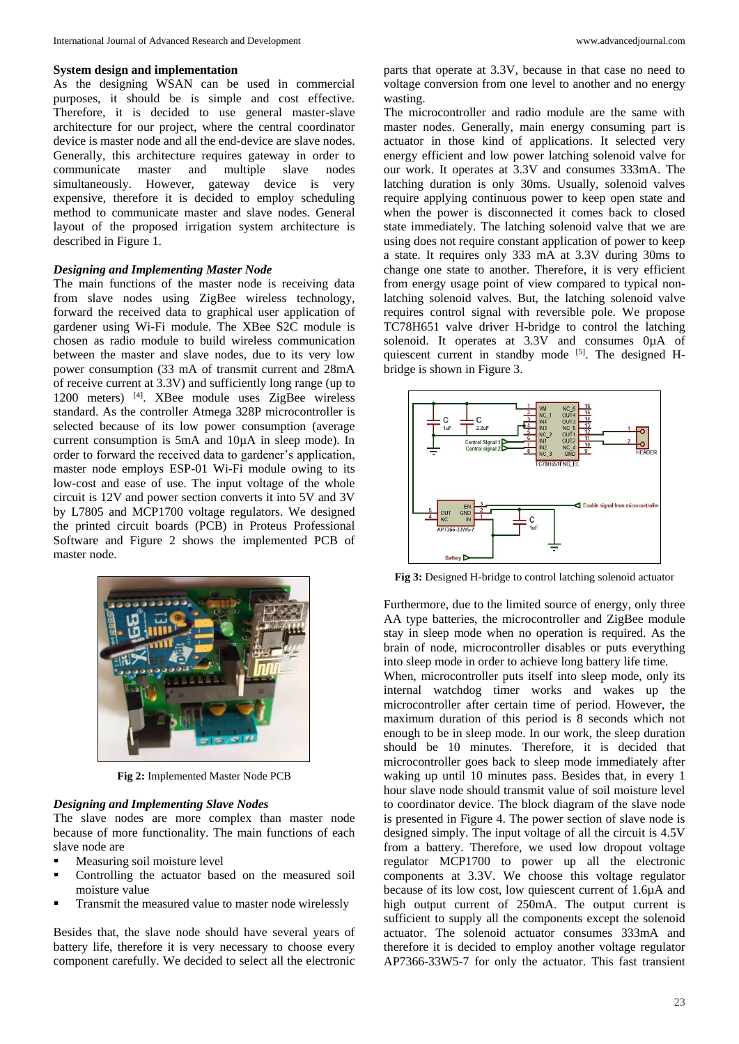### System design and implementation

As the designing WSAN can be used in commercial purposes, it should be is simple and cost effective. Therefore, it is decided to use general master-slave architecture for our project, where the central coordinator device is master node and all the end-device are slave nodes. Generally, this architecture requires gateway in order to communicate master and multiple slave nodes simultaneously. However, gateway device is very expensive, therefore it is decided to employ scheduling method to communicate master and slave nodes. General layout of the proposed irrigation system architecture is described in Figure 1.

### *Designing and Implementing Master Node*

The main functions of the master node is receiving data from slave nodes using ZigBee wireless technology, forward the received data to graphical user application of gardener using Wi-Fi module. The XBee S2C module is chosen as radio module to build wireless communication between the master and slave nodes, due to its very low power consumption (33 mA of transmit current and 28mA of receive current at 3.3V) and sufficiently long range (up to 1200 meters) [4]. XBee module uses ZigBee wireless standard. As the controller Atmega 328P microcontroller is selected because of its low power consumption (average current consumption is 5mA and 10µA in sleep mode). In order to forward the received data to gardener's application, master node employs ESP-01 Wi-Fi module owing to its low-cost and ease of use. The input voltage of the whole circuit is 12V and power section converts it into 5V and 3V by L7805 and MCP1700 voltage regulators. We designed the printed circuit boards (PCB) in Proteus Professional Software and Figure 2 shows the implemented PCB of master node.

**Fig 2:** Implemented Master Node PCB

### *Designing and Implementing Slave Nodes*

The slave nodes are more complex than master node because of more functionality. The main functions of each slave node are

- Measuring soil moisture level
- Controlling the actuator based on the measured soil moisture value
- Transmit the measured value to master node wirelessly

Besides that, the slave node should have several years of battery life, therefore it is very necessary to choose every component carefully. We decided to select all the electronic parts that operate at 3.3V, because in that case no need to voltage conversion from one level to another and no energy wasting.

The microcontroller and radio module are the same with master nodes. Generally, main energy consuming part is actuator in those kind of applications. It selected very energy efficient and low power latching solenoid valve for our work. It operates at 3.3V and consumes 333mA. The latching duration is only 30ms. Usually, solenoid valves require applying continuous power to keep open state and when the power is disconnected it comes back to closed state immediately. The latching solenoid valve that we are using does not require constant application of power to keep a state. It requires only 333 mA at 3.3V during 30ms to change one state to another. Therefore, it is very efficient from energy usage point of view compared to typical non-latching solenoid valves. But, the latching solenoid valve requires control signal with reversible pole. We propose TC78H651 valve driver H-bridge to control the latching solenoid. It operates at 3.3V and consumes 0µA of quiescent current in standby mode [5]. The designed H-bridge is shown in Figure 3.

**Fig 3:** Designed H-bridge to control latching solenoid actuator

Furthermore, due to the limited source of energy, only three AA type batteries, the microcontroller and ZigBee module stay in sleep mode when no operation is required. As the brain of node, microcontroller disables or puts everything into sleep mode in order to achieve long battery life time.

When, microcontroller puts itself into sleep mode, only its internal watchdog timer works and wakes up the microcontroller after certain time of period. However, the maximum duration of this period is 8 seconds which not enough to be in sleep mode. In our work, the sleep duration should be 10 minutes. Therefore, it is decided that microcontroller goes back to sleep mode immediately after waking up until 10 minutes pass. Besides that, in every 1 hour slave node should transmit value of soil moisture level to coordinator device. The block diagram of the slave node is presented in Figure 4. The power section of slave node is designed simply. The input voltage of all the circuit is 4.5V from a battery. Therefore, we used low dropout voltage regulator MCP1700 to power up all the electronic components at 3.3V. We choose this voltage regulator because of its low cost, low quiescent current of 1.6µA and high output current of 250mA. The output current is sufficient to supply all the components except the solenoid actuator. The solenoid actuator consumes 333mA and therefore it is decided to employ another voltage regulator AP7366-33W5-7 for only the actuator. This fast transient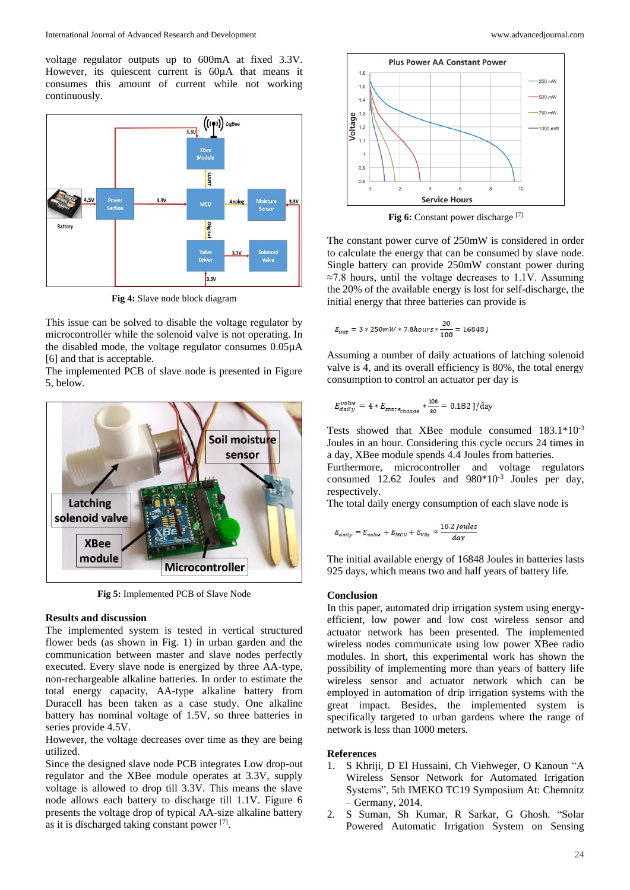voltage regulator outputs up to 600mA at fixed 3.3V. However, its quiescent current is 60µA that means it consumes this amount of current while not working continuously.

Fig 4: Slave node block diagram

This issue can be solved to disable the voltage regulator by microcontroller while the solenoid valve is not operating. In the disabled mode, the voltage regulator consumes 0.05µA [6] and that is acceptable.

The implemented PCB of slave node is presented in Figure 5, below.

Fig 5: Implemented PCB of Slave Node

## Results and discussion

The implemented system is tested in vertical structured flower beds (as shown in Fig. 1) in urban garden and the communication between master and slave nodes perfectly executed. Every slave node is energized by three AA-type, non-rechargeable alkaline batteries. In order to estimate the total energy capacity, AA-type alkaline battery from Duracell has been taken as a case study. One alkaline battery has nominal voltage of 1.5V, so three batteries in series provide 4.5V.

However, the voltage decreases over time as they are being utilized.

Since the designed slave node PCB integrates Low drop-out regulator and the XBee module operates at 3.3V, supply voltage is allowed to drop till 3.3V. This means the slave node allows each battery to discharge till 1.1V. Figure 6 presents the voltage drop of typical AA-size alkaline battery as it is discharged taking constant power [7].

Fig 6: Constant power discharge [7]

The constant power curve of 250mW is considered in order to calculate the energy that can be consumed by slave node. Single battery can provide 250mW constant power during ≈7.8 hours, until the voltage decreases to 1.1V. Assuming the 20% of the available energy is lost for self-discharge, the initial energy that three batteries can provide is

$$E_{init} = 3 * 250mW * 7.8hours * \frac{20}{100} = 16848\,J$$

Assuming a number of daily actuations of latching solenoid valve is 4, and its overall efficiency is 80%, the total energy consumption to control an actuator per day is

$$E_{daily}^{valve} = 4 * E_{state_{change}} * \frac{100}{80} = 0.182\ \mathrm{J/day}$$

Tests showed that XBee module consumed $183.1*10^{-3}$ Joules in an hour. Considering this cycle occurs 24 times in a day, XBee module spends 4.4 Joules from batteries.

Furthermore, microcontroller and voltage regulators consumed 12.62 Joules and $980*10^{-3}$ Joules per day, respectively.

The total daily energy consumption of each slave node is

$$E_{daily} = E_{valve} + E_{MCU} + E_{VRs} \approx \frac{18.2\ Joules}{day}$$

The initial available energy of 16848 Joules in batteries lasts 925 days, which means two and half years of battery life.

## Conclusion

In this paper, automated drip irrigation system using energy-efficient, low power and low cost wireless sensor and actuator network has been presented. The implemented wireless nodes communicate using low power XBee radio modules. In short, this experimental work has shown the possibility of implementing more than years of battery life wireless sensor and actuator network which can be employed in automation of drip irrigation systems with the great impact. Besides, the implemented system is specifically targeted to urban gardens where the range of network is less than 1000 meters.

## References

1. S Khriji, D El Hussaini, Ch Viehweger, O Kanoun "A Wireless Sensor Network for Automated Irrigation Systems", 5th IMEKO TC19 Symposium At: Chemnitz – Germany, 2014.
2. S Suman, Sh Kumar, R Sarkar, G Ghosh. "Solar Powered Automatic Irrigation System on Sensing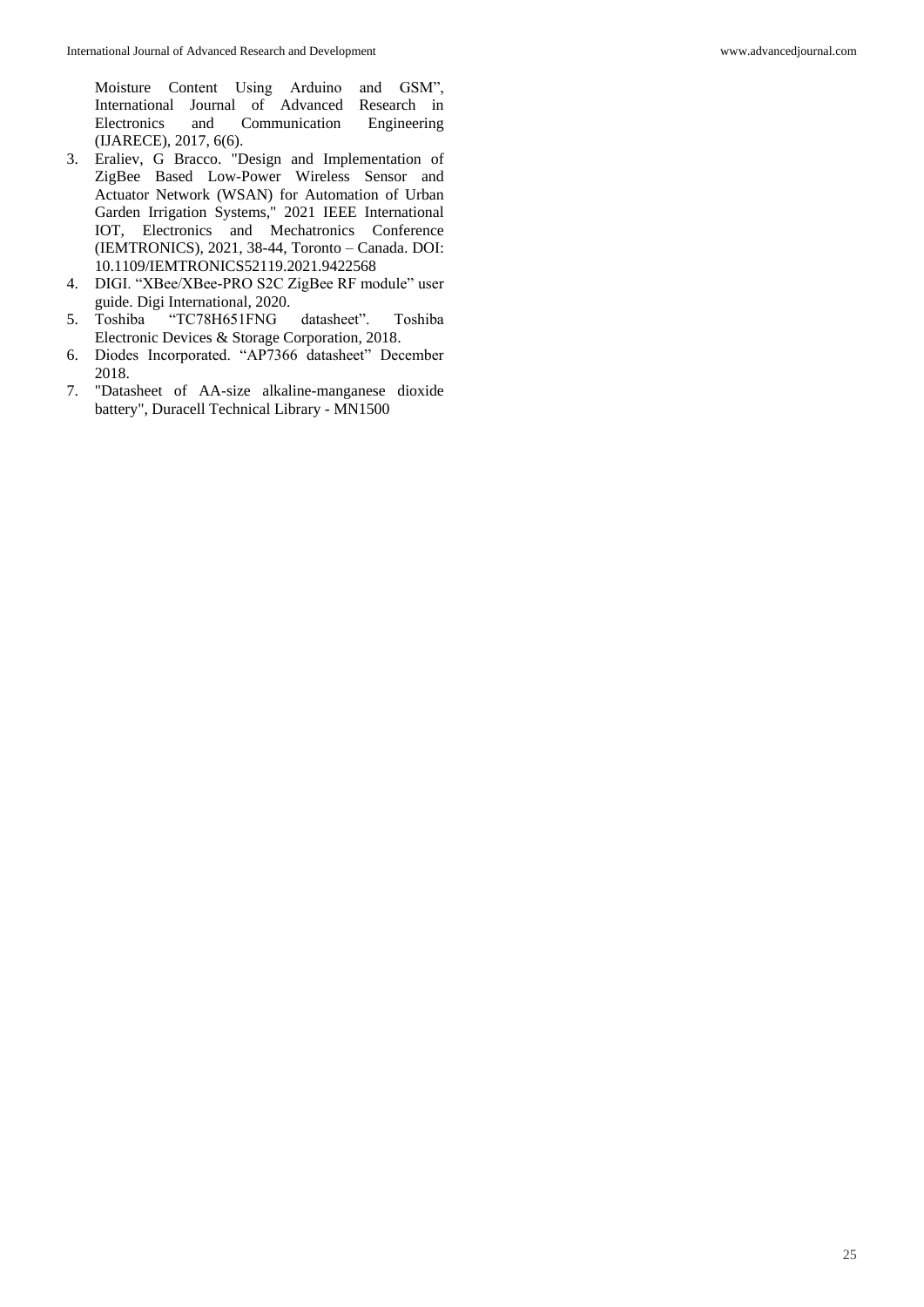Moisture Content Using Arduino and GSM", International Journal of Advanced Research in Electronics and Communication Engineering (IJARECE), 2017, 6(6).

3. Eraliev, G Bracco. "Design and Implementation of ZigBee Based Low-Power Wireless Sensor and Actuator Network (WSAN) for Automation of Urban Garden Irrigation Systems," 2021 IEEE International IOT, Electronics and Mechatronics Conference (IEMTRONICS), 2021, 38-44, Toronto – Canada. DOI: 10.1109/IEMTRONICS52119.2021.9422568
4. DIGI. "XBee/XBee-PRO S2C ZigBee RF module" user guide. Digi International, 2020.
5. Toshiba "TC78H651FNG datasheet". Toshiba Electronic Devices & Storage Corporation, 2018.
6. Diodes Incorporated. "AP7366 datasheet" December 2018.
7. "Datasheet of AA-size alkaline-manganese dioxide battery", Duracell Technical Library - MN1500